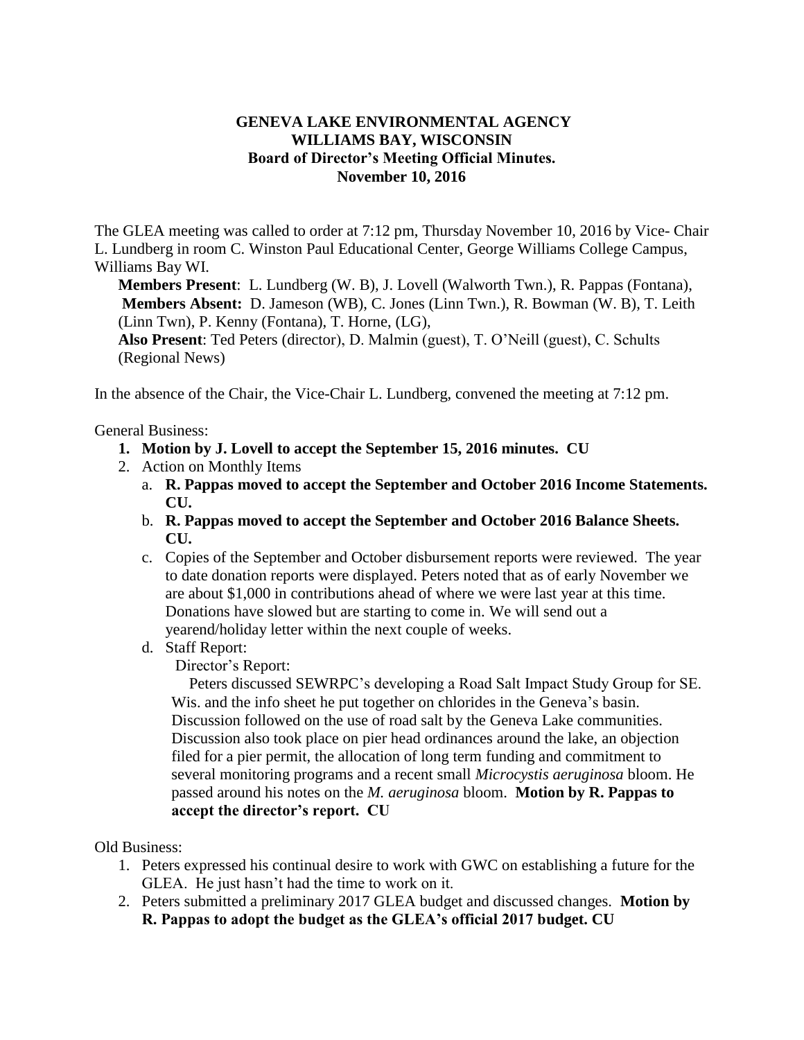**GENEVA LAKE ENVIRONMENTAL AGENCY**
**WILLIAMS BAY, WISCONSIN**
**Board of Director's Meeting Official Minutes.**
**November 10, 2016**

The GLEA meeting was called to order at 7:12 pm, Thursday November 10, 2016 by Vice- Chair L. Lundberg in room C. Winston Paul Educational Center, George Williams College Campus, Williams Bay WI.

**Members Present**: L. Lundberg (W. B), J. Lovell (Walworth Twn.), R. Pappas (Fontana),
**Members Absent:** D. Jameson (WB), C. Jones (Linn Twn.), R. Bowman (W. B), T. Leith (Linn Twn), P. Kenny (Fontana), T. Horne, (LG),
**Also Present**: Ted Peters (director), D. Malmin (guest), T. O'Neill (guest), C. Schults (Regional News)

In the absence of the Chair, the Vice-Chair L. Lundberg, convened the meeting at 7:12 pm.

General Business:

1. **Motion by J. Lovell to accept the September 15, 2016 minutes. CU**
2. Action on Monthly Items
   a. **R. Pappas moved to accept the September and October 2016 Income Statements. CU.**
   b. **R. Pappas moved to accept the September and October 2016 Balance Sheets. CU.**
   c. Copies of the September and October disbursement reports were reviewed. The year to date donation reports were displayed. Peters noted that as of early November we are about $1,000 in contributions ahead of where we were last year at this time. Donations have slowed but are starting to come in. We will send out a yearend/holiday letter within the next couple of weeks.
   d. Staff Report:
      Director's Report:
      Peters discussed SEWRPC's developing a Road Salt Impact Study Group for SE. Wis. and the info sheet he put together on chlorides in the Geneva's basin. Discussion followed on the use of road salt by the Geneva Lake communities. Discussion also took place on pier head ordinances around the lake, an objection filed for a pier permit, the allocation of long term funding and commitment to several monitoring programs and a recent small *Microcystis aeruginosa* bloom. He passed around his notes on the *M. aeruginosa* bloom. **Motion by R. Pappas to accept the director's report. CU**

Old Business:

1. Peters expressed his continual desire to work with GWC on establishing a future for the GLEA. He just hasn't had the time to work on it.
2. Peters submitted a preliminary 2017 GLEA budget and discussed changes. **Motion by R. Pappas to adopt the budget as the GLEA's official 2017 budget. CU**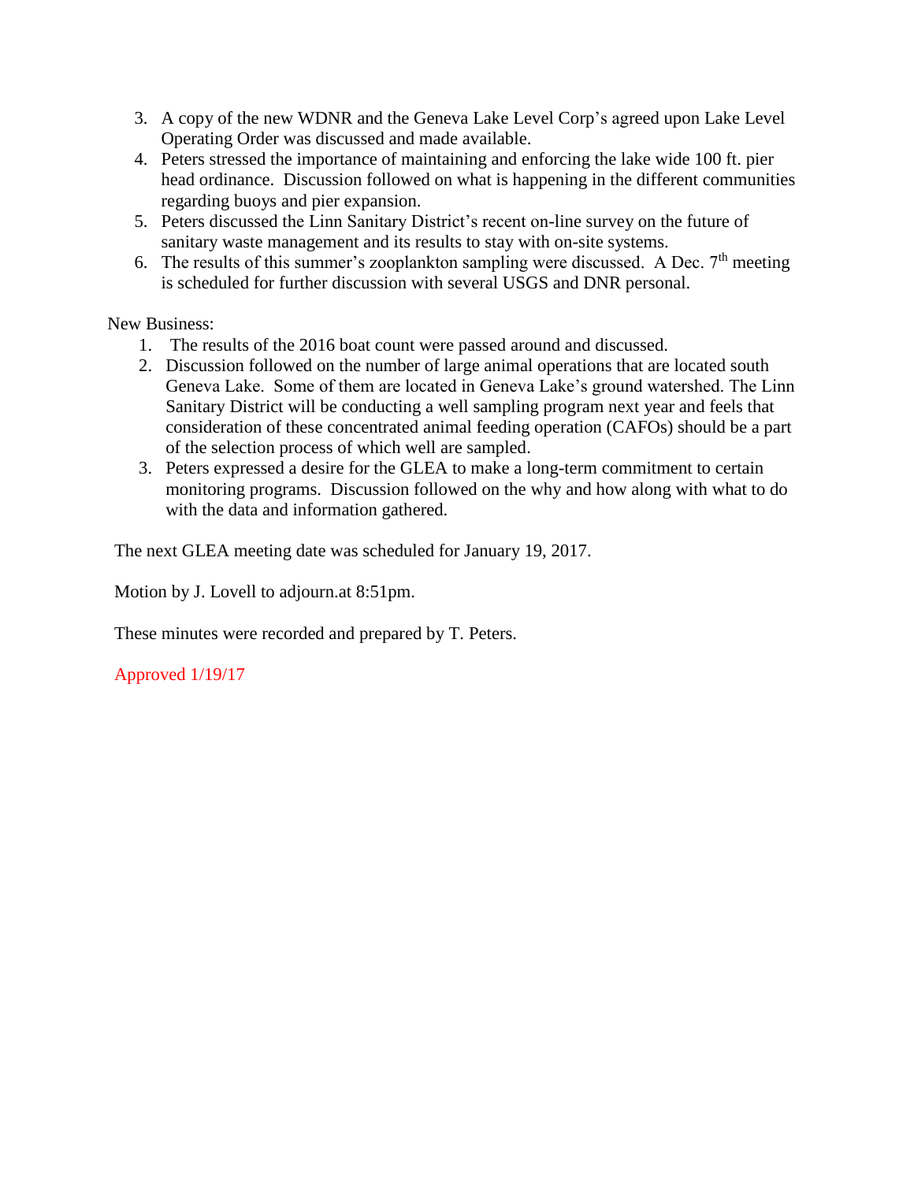3. A copy of the new WDNR and the Geneva Lake Level Corp's agreed upon Lake Level Operating Order was discussed and made available.
4. Peters stressed the importance of maintaining and enforcing the lake wide 100 ft. pier head ordinance. Discussion followed on what is happening in the different communities regarding buoys and pier expansion.
5. Peters discussed the Linn Sanitary District's recent on-line survey on the future of sanitary waste management and its results to stay with on-site systems.
6. The results of this summer's zooplankton sampling were discussed. A Dec. 7th meeting is scheduled for further discussion with several USGS and DNR personal.

New Business:

1. The results of the 2016 boat count were passed around and discussed.
2. Discussion followed on the number of large animal operations that are located south Geneva Lake. Some of them are located in Geneva Lake's ground watershed. The Linn Sanitary District will be conducting a well sampling program next year and feels that consideration of these concentrated animal feeding operation (CAFOs) should be a part of the selection process of which well are sampled.
3. Peters expressed a desire for the GLEA to make a long-term commitment to certain monitoring programs. Discussion followed on the why and how along with what to do with the data and information gathered.

The next GLEA meeting date was scheduled for January 19, 2017.

Motion by J. Lovell to adjourn.at 8:51pm.

These minutes were recorded and prepared by T. Peters.

Approved 1/19/17